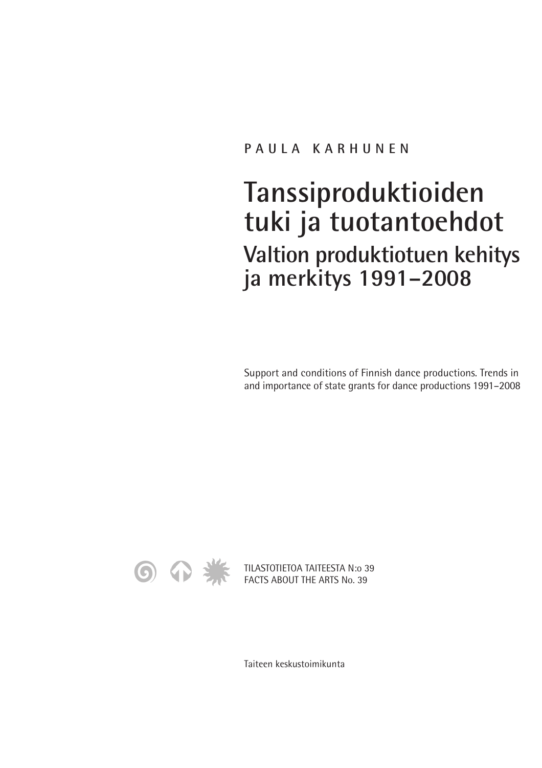PAULA KARHUNEN

# Tanssiproduktioiden tuki ja tuotantoehdot

## Valtion produktiotuen kehitys ja merkitys 1991–2008

Support and conditions of Finnish dance productions. Trends in and importance of state grants for dance productions 1991–2008

TILASTOTIETOA TAITEESTA N:o 39
FACTS ABOUT THE ARTS No. 39

Taiteen keskustoimikunta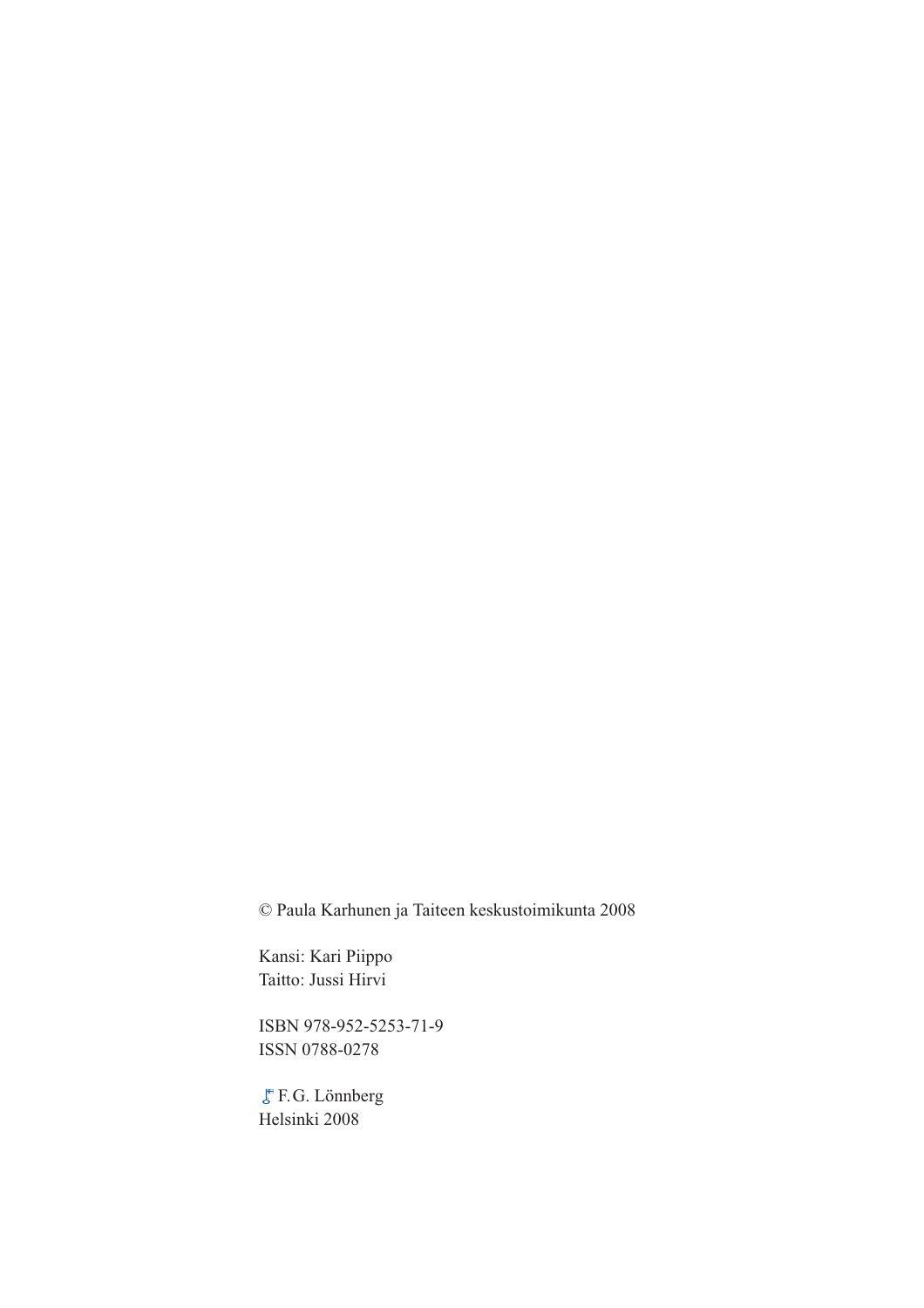© Paula Karhunen ja Taiteen keskustoimikunta 2008

Kansi: Kari Piippo
Taitto: Jussi Hirvi

ISBN 978-952-5253-71-9
ISSN 0788-0278

F.G. Lönnberg
Helsinki 2008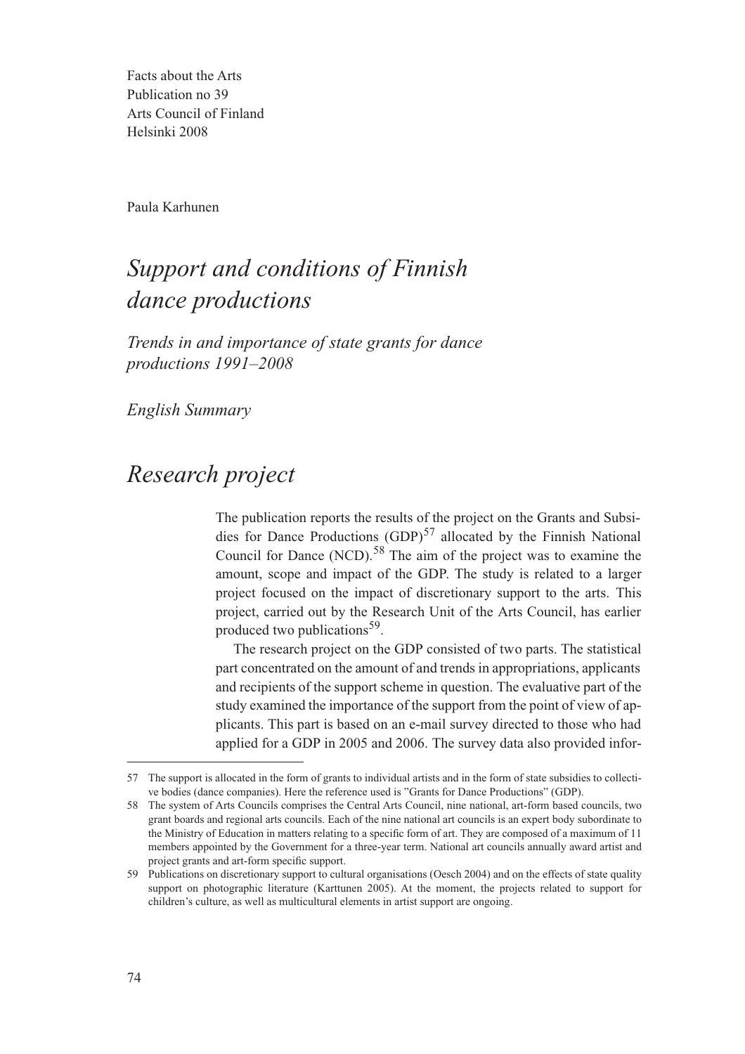Facts about the Arts
Publication no 39
Arts Council of Finland
Helsinki 2008

Paula Karhunen

# *Support and conditions of Finnish dance productions*

*Trends in and importance of state grants for dance productions 1991–2008*

*English Summary*

## *Research project*

The publication reports the results of the project on the Grants and Subsidies for Dance Productions (GDP)[57] allocated by the Finnish National Council for Dance (NCD).[58] The aim of the project was to examine the amount, scope and impact of the GDP. The study is related to a larger project focused on the impact of discretionary support to the arts. This project, carried out by the Research Unit of the Arts Council, has earlier produced two publications[59].

The research project on the GDP consisted of two parts. The statistical part concentrated on the amount of and trends in appropriations, applicants and recipients of the support scheme in question. The evaluative part of the study examined the importance of the support from the point of view of applicants. This part is based on an e-mail survey directed to those who had applied for a GDP in 2005 and 2006. The survey data also provided infor-

---

57 The support is allocated in the form of grants to individual artists and in the form of state subsidies to collective bodies (dance companies). Here the reference used is "Grants for Dance Productions" (GDP).

58 The system of Arts Councils comprises the Central Arts Council, nine national, art-form based councils, two grant boards and regional arts councils. Each of the nine national art councils is an expert body subordinate to the Ministry of Education in matters relating to a specific form of art. They are composed of a maximum of 11 members appointed by the Government for a three-year term. National art councils annually award artist and project grants and art-form specific support.

59 Publications on discretionary support to cultural organisations (Oesch 2004) and on the effects of state quality support on photographic literature (Karttunen 2005). At the moment, the projects related to support for children's culture, as well as multicultural elements in artist support are ongoing.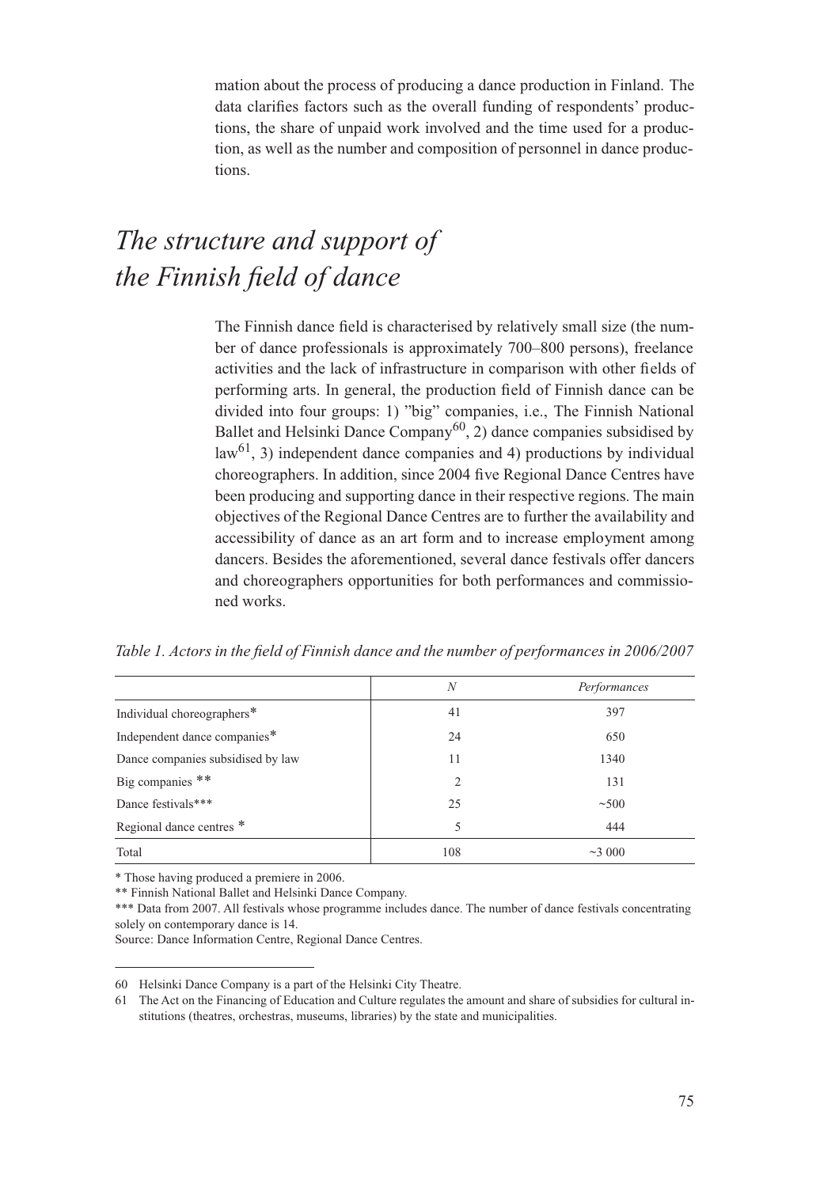mation about the process of producing a dance production in Finland. The data clarifies factors such as the overall funding of respondents' productions, the share of unpaid work involved and the time used for a production, as well as the number and composition of personnel in dance productions.

# *The structure and support of the Finnish field of dance*

The Finnish dance field is characterised by relatively small size (the number of dance professionals is approximately 700–800 persons), freelance activities and the lack of infrastructure in comparison with other fields of performing arts. In general, the production field of Finnish dance can be divided into four groups: 1) "big" companies, i.e., The Finnish National Ballet and Helsinki Dance Company[60], 2) dance companies subsidised by law[61], 3) independent dance companies and 4) productions by individual choreographers. In addition, since 2004 five Regional Dance Centres have been producing and supporting dance in their respective regions. The main objectives of the Regional Dance Centres are to further the availability and accessibility of dance as an art form and to increase employment among dancers. Besides the aforementioned, several dance festivals offer dancers and choreographers opportunities for both performances and commissioned works.

*Table 1. Actors in the field of Finnish dance and the number of performances in 2006/2007*

| | *N* | *Performances* |
|---|---|---|
| Individual choreographers* | 41 | 397 |
| Independent dance companies* | 24 | 650 |
| Dance companies subsidised by law | 11 | 1340 |
| Big companies ** | 2 | 131 |
| Dance festivals*** | 25 | ~500 |
| Regional dance centres * | 5 | 444 |
| Total | 108 | ~3 000 |

\* Those having produced a premiere in 2006.

** Finnish National Ballet and Helsinki Dance Company.

*** Data from 2007. All festivals whose programme includes dance. The number of dance festivals concentrating solely on contemporary dance is 14.

Source: Dance Information Centre, Regional Dance Centres.

60 Helsinki Dance Company is a part of the Helsinki City Theatre.

61 The Act on the Financing of Education and Culture regulates the amount and share of subsidies for cultural institutions (theatres, orchestras, museums, libraries) by the state and municipalities.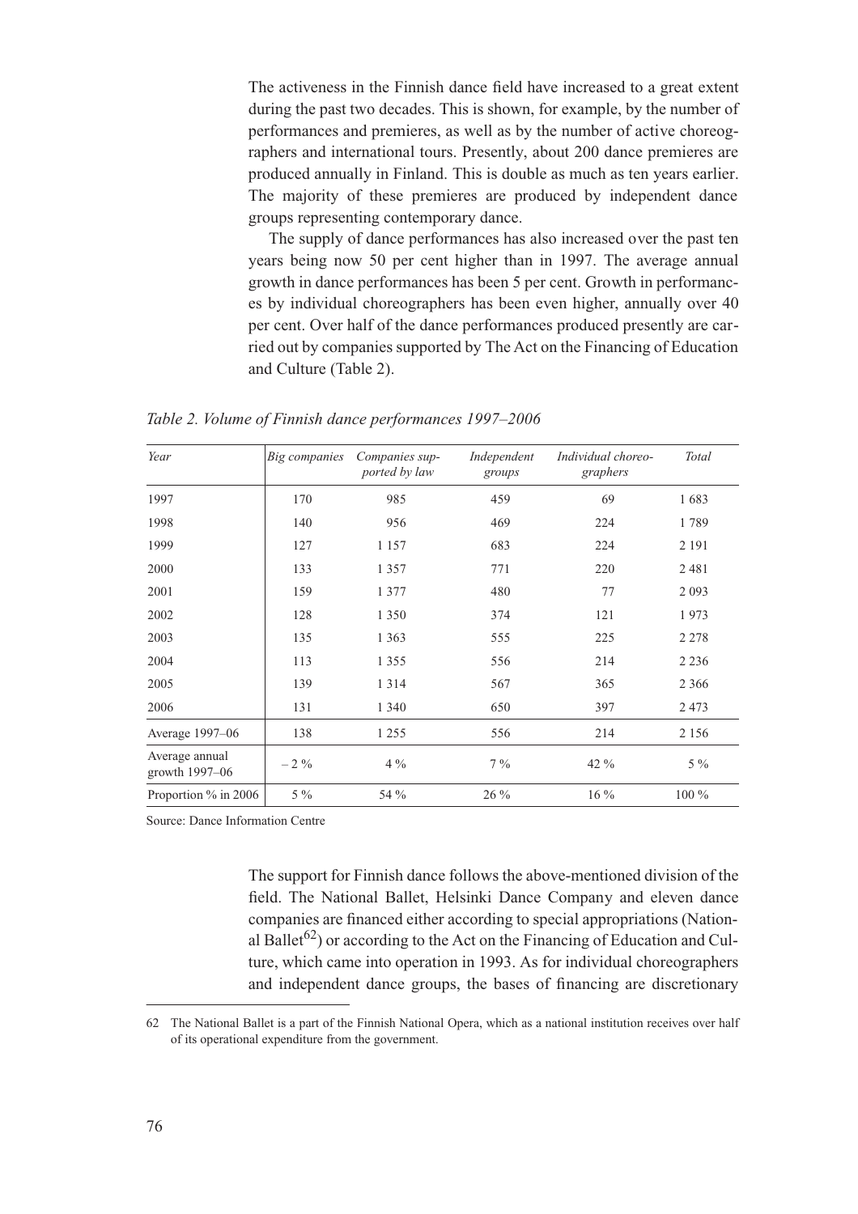The activeness in the Finnish dance field have increased to a great extent during the past two decades. This is shown, for example, by the number of performances and premieres, as well as by the number of active choreographers and international tours. Presently, about 200 dance premieres are produced annually in Finland. This is double as much as ten years earlier. The majority of these premieres are produced by independent dance groups representing contemporary dance.

The supply of dance performances has also increased over the past ten years being now 50 per cent higher than in 1997. The average annual growth in dance performances has been 5 per cent. Growth in performances by individual choreographers has been even higher, annually over 40 per cent. Over half of the dance performances produced presently are carried out by companies supported by The Act on the Financing of Education and Culture (Table 2).

*Table 2. Volume of Finnish dance performances 1997–2006*

| *Year* | *Big companies* | *Companies supported by law* | *Independent groups* | *Individual choreographers* | *Total* |
|---|---|---|---|---|---|
| 1997 | 170 | 985 | 459 | 69 | 1 683 |
| 1998 | 140 | 956 | 469 | 224 | 1 789 |
| 1999 | 127 | 1 157 | 683 | 224 | 2 191 |
| 2000 | 133 | 1 357 | 771 | 220 | 2 481 |
| 2001 | 159 | 1 377 | 480 | 77 | 2 093 |
| 2002 | 128 | 1 350 | 374 | 121 | 1 973 |
| 2003 | 135 | 1 363 | 555 | 225 | 2 278 |
| 2004 | 113 | 1 355 | 556 | 214 | 2 236 |
| 2005 | 139 | 1 314 | 567 | 365 | 2 366 |
| 2006 | 131 | 1 340 | 650 | 397 | 2 473 |
| Average 1997–06 | 138 | 1 255 | 556 | 214 | 2 156 |
| Average annual growth 1997–06 | – 2 % | 4 % | 7 % | 42 % | 5 % |
| Proportion % in 2006 | 5 % | 54 % | 26 % | 16 % | 100 % |

Source: Dance Information Centre

The support for Finnish dance follows the above-mentioned division of the field. The National Ballet, Helsinki Dance Company and eleven dance companies are financed either according to special appropriations (National Ballet[62]) or according to the Act on the Financing of Education and Culture, which came into operation in 1993. As for individual choreographers and independent dance groups, the bases of financing are discretionary

62 The National Ballet is a part of the Finnish National Opera, which as a national institution receives over half of its operational expenditure from the government.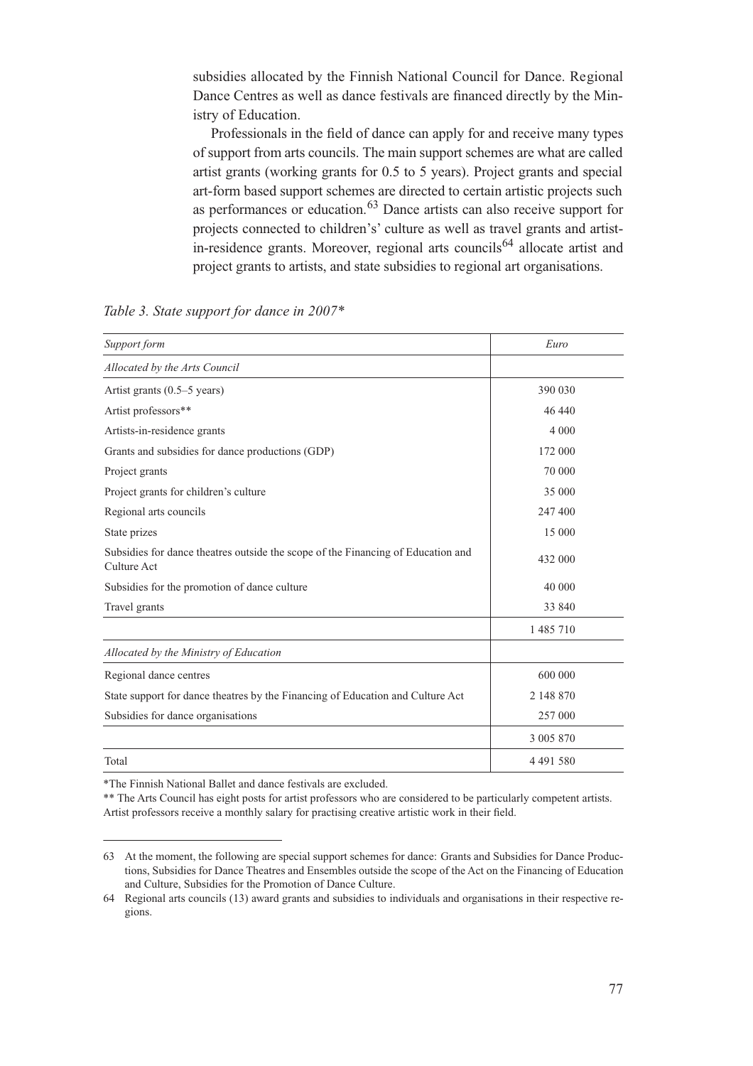subsidies allocated by the Finnish National Council for Dance. Regional Dance Centres as well as dance festivals are financed directly by the Ministry of Education.

Professionals in the field of dance can apply for and receive many types of support from arts councils. The main support schemes are what are called artist grants (working grants for 0.5 to 5 years). Project grants and special art-form based support schemes are directed to certain artistic projects such as performances or education.[63] Dance artists can also receive support for projects connected to children's' culture as well as travel grants and artist-in-residence grants. Moreover, regional arts councils[64] allocate artist and project grants to artists, and state subsidies to regional art organisations.

*Table 3. State support for dance in 2007\**

| *Support form* | *Euro* |
|---|---|
| *Allocated by the Arts Council* | |
| Artist grants (0.5–5 years) | 390 030 |
| Artist professors** | 46 440 |
| Artists-in-residence grants | 4 000 |
| Grants and subsidies for dance productions (GDP) | 172 000 |
| Project grants | 70 000 |
| Project grants for children's culture | 35 000 |
| Regional arts councils | 247 400 |
| State prizes | 15 000 |
| Subsidies for dance theatres outside the scope of the Financing of Education and Culture Act | 432 000 |
| Subsidies for the promotion of dance culture | 40 000 |
| Travel grants | 33 840 |
| | 1 485 710 |
| *Allocated by the Ministry of Education* | |
| Regional dance centres | 600 000 |
| State support for dance theatres by the Financing of Education and Culture Act | 2 148 870 |
| Subsidies for dance organisations | 257 000 |
| | 3 005 870 |
| Total | 4 491 580 |

*The Finnish National Ballet and dance festivals are excluded.

** The Arts Council has eight posts for artist professors who are considered to be particularly competent artists. Artist professors receive a monthly salary for practising creative artistic work in their field.

63 At the moment, the following are special support schemes for dance: Grants and Subsidies for Dance Productions, Subsidies for Dance Theatres and Ensembles outside the scope of the Act on the Financing of Education and Culture, Subsidies for the Promotion of Dance Culture.

64 Regional arts councils (13) award grants and subsidies to individuals and organisations in their respective regions.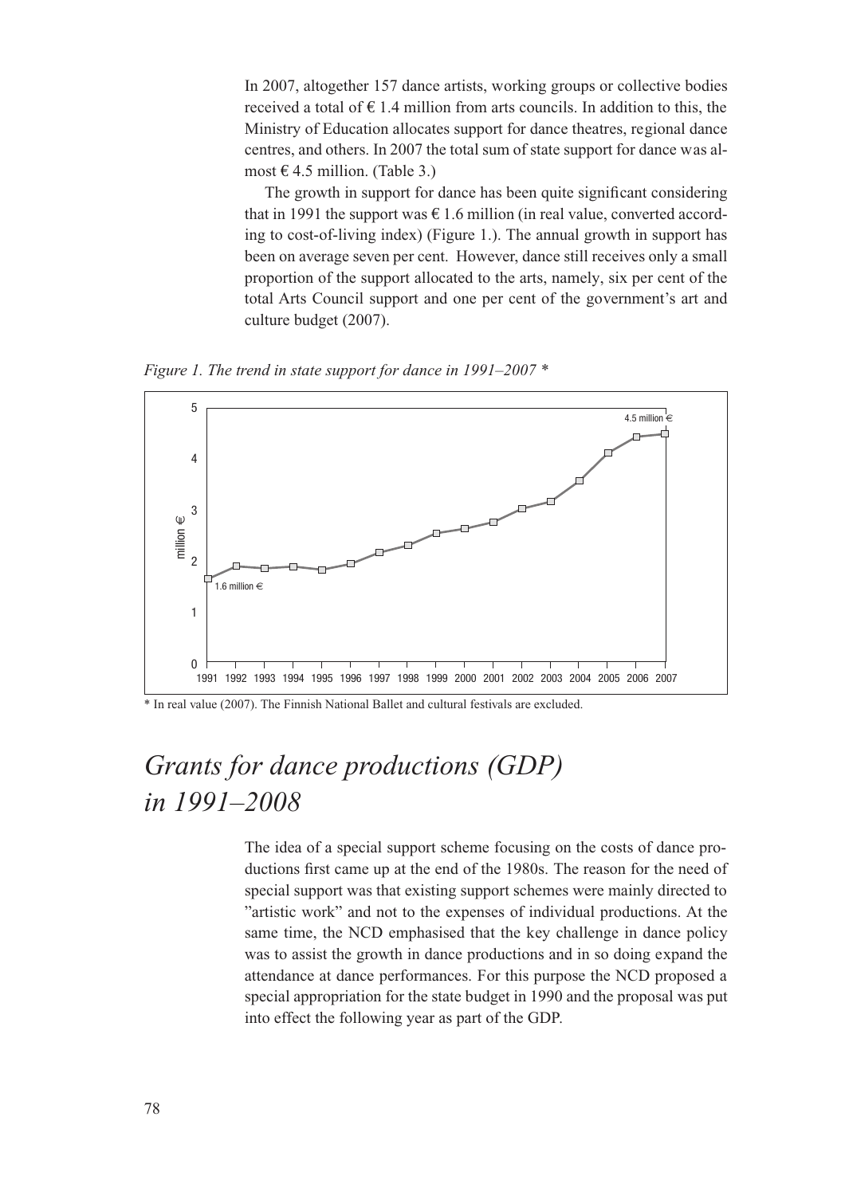In 2007, altogether 157 dance artists, working groups or collective bodies received a total of € 1.4 million from arts councils. In addition to this, the Ministry of Education allocates support for dance theatres, regional dance centres, and others. In 2007 the total sum of state support for dance was almost € 4.5 million. (Table 3.)

The growth in support for dance has been quite significant considering that in 1991 the support was € 1.6 million (in real value, converted according to cost-of-living index) (Figure 1.). The annual growth in support has been on average seven per cent. However, dance still receives only a small proportion of the support allocated to the arts, namely, six per cent of the total Arts Council support and one per cent of the government's art and culture budget (2007).

*Figure 1. The trend in state support for dance in 1991–2007 \**

\* In real value (2007). The Finnish National Ballet and cultural festivals are excluded.

# *Grants for dance productions (GDP) in 1991–2008*

The idea of a special support scheme focusing on the costs of dance productions first came up at the end of the 1980s. The reason for the need of special support was that existing support schemes were mainly directed to "artistic work" and not to the expenses of individual productions. At the same time, the NCD emphasised that the key challenge in dance policy was to assist the growth in dance productions and in so doing expand the attendance at dance performances. For this purpose the NCD proposed a special appropriation for the state budget in 1990 and the proposal was put into effect the following year as part of the GDP.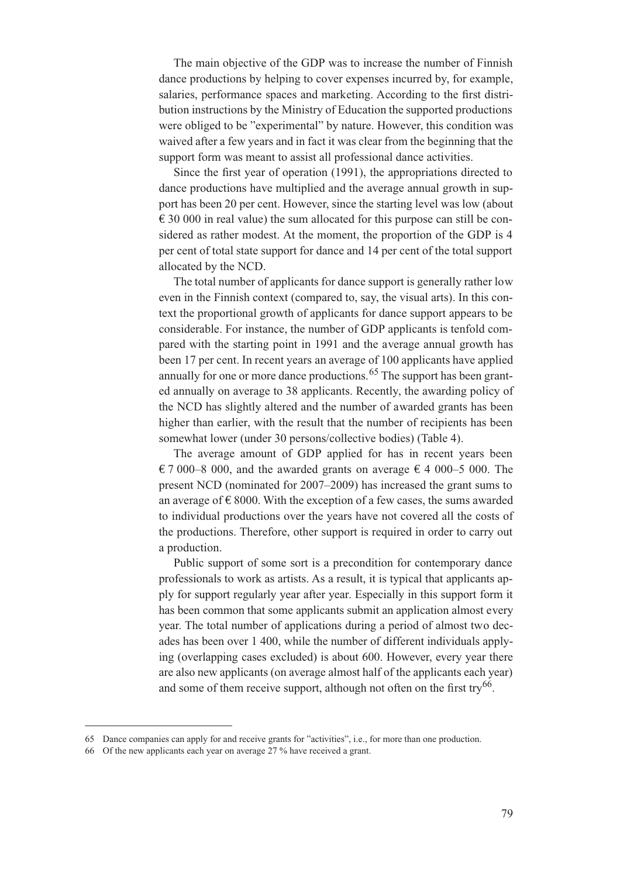The main objective of the GDP was to increase the number of Finnish dance productions by helping to cover expenses incurred by, for example, salaries, performance spaces and marketing. According to the first distribution instructions by the Ministry of Education the supported productions were obliged to be "experimental" by nature. However, this condition was waived after a few years and in fact it was clear from the beginning that the support form was meant to assist all professional dance activities.

Since the first year of operation (1991), the appropriations directed to dance productions have multiplied and the average annual growth in support has been 20 per cent. However, since the starting level was low (about € 30 000 in real value) the sum allocated for this purpose can still be considered as rather modest. At the moment, the proportion of the GDP is 4 per cent of total state support for dance and 14 per cent of the total support allocated by the NCD.

The total number of applicants for dance support is generally rather low even in the Finnish context (compared to, say, the visual arts). In this context the proportional growth of applicants for dance support appears to be considerable. For instance, the number of GDP applicants is tenfold compared with the starting point in 1991 and the average annual growth has been 17 per cent. In recent years an average of 100 applicants have applied annually for one or more dance productions.[65] The support has been granted annually on average to 38 applicants. Recently, the awarding policy of the NCD has slightly altered and the number of awarded grants has been higher than earlier, with the result that the number of recipients has been somewhat lower (under 30 persons/collective bodies) (Table 4).

The average amount of GDP applied for has in recent years been € 7 000–8 000, and the awarded grants on average € 4 000–5 000. The present NCD (nominated for 2007–2009) has increased the grant sums to an average of € 8000. With the exception of a few cases, the sums awarded to individual productions over the years have not covered all the costs of the productions. Therefore, other support is required in order to carry out a production.

Public support of some sort is a precondition for contemporary dance professionals to work as artists. As a result, it is typical that applicants apply for support regularly year after year. Especially in this support form it has been common that some applicants submit an application almost every year. The total number of applications during a period of almost two decades has been over 1 400, while the number of different individuals applying (overlapping cases excluded) is about 600. However, every year there are also new applicants (on average almost half of the applicants each year) and some of them receive support, although not often on the first try[66].

---

65 Dance companies can apply for and receive grants for "activities", i.e., for more than one production.

66 Of the new applicants each year on average 27 % have received a grant.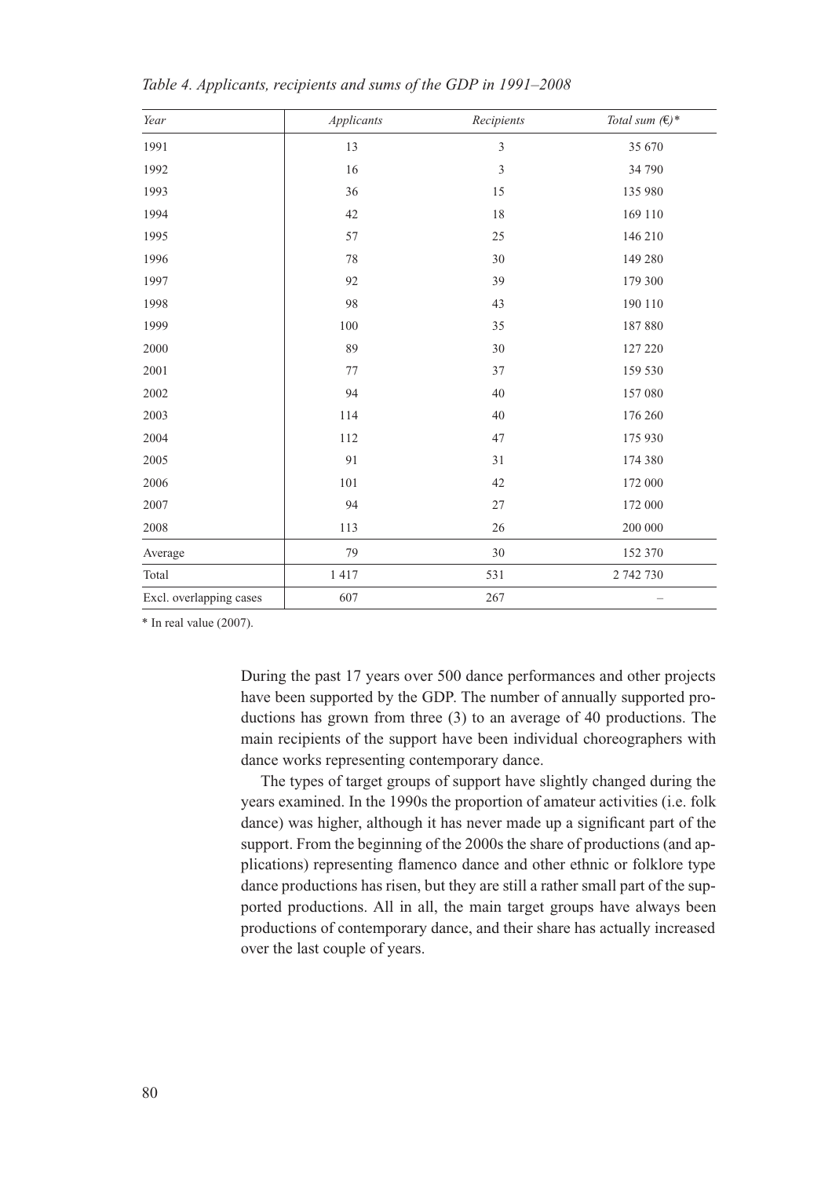*Table 4. Applicants, recipients and sums of the GDP in 1991–2008*

| *Year* | *Applicants* | *Recipients* | *Total sum (€)\** |
|---|---|---|---|
| 1991 | 13 | 3 | 35 670 |
| 1992 | 16 | 3 | 34 790 |
| 1993 | 36 | 15 | 135 980 |
| 1994 | 42 | 18 | 169 110 |
| 1995 | 57 | 25 | 146 210 |
| 1996 | 78 | 30 | 149 280 |
| 1997 | 92 | 39 | 179 300 |
| 1998 | 98 | 43 | 190 110 |
| 1999 | 100 | 35 | 187 880 |
| 2000 | 89 | 30 | 127 220 |
| 2001 | 77 | 37 | 159 530 |
| 2002 | 94 | 40 | 157 080 |
| 2003 | 114 | 40 | 176 260 |
| 2004 | 112 | 47 | 175 930 |
| 2005 | 91 | 31 | 174 380 |
| 2006 | 101 | 42 | 172 000 |
| 2007 | 94 | 27 | 172 000 |
| 2008 | 113 | 26 | 200 000 |
| Average | 79 | 30 | 152 370 |
| Total | 1 417 | 531 | 2 742 730 |
| Excl. overlapping cases | 607 | 267 | – |

\* In real value (2007).

During the past 17 years over 500 dance performances and other projects have been supported by the GDP. The number of annually supported productions has grown from three (3) to an average of 40 productions. The main recipients of the support have been individual choreographers with dance works representing contemporary dance.

The types of target groups of support have slightly changed during the years examined. In the 1990s the proportion of amateur activities (i.e. folk dance) was higher, although it has never made up a significant part of the support. From the beginning of the 2000s the share of productions (and applications) representing flamenco dance and other ethnic or folklore type dance productions has risen, but they are still a rather small part of the supported productions. All in all, the main target groups have always been productions of contemporary dance, and their share has actually increased over the last couple of years.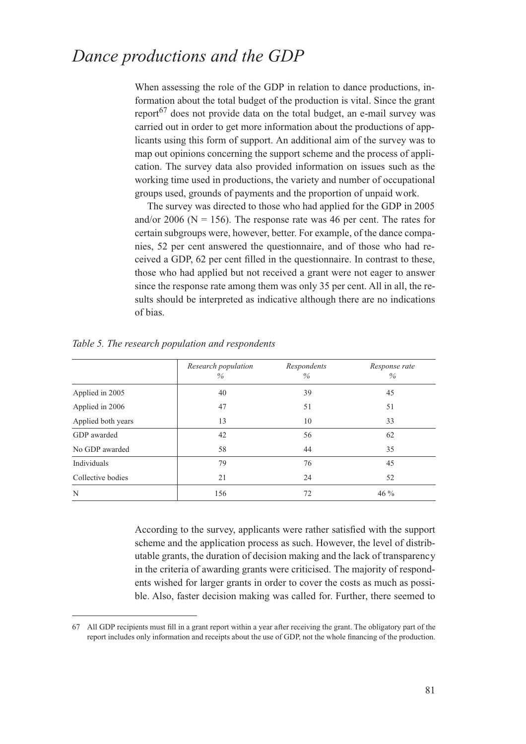# *Dance productions and the GDP*

When assessing the role of the GDP in relation to dance productions, information about the total budget of the production is vital. Since the grant report[67] does not provide data on the total budget, an e-mail survey was carried out in order to get more information about the productions of applicants using this form of support. An additional aim of the survey was to map out opinions concerning the support scheme and the process of application. The survey data also provided information on issues such as the working time used in productions, the variety and number of occupational groups used, grounds of payments and the proportion of unpaid work.

The survey was directed to those who had applied for the GDP in 2005 and/or 2006 (N = 156). The response rate was 46 per cent. The rates for certain subgroups were, however, better. For example, of the dance companies, 52 per cent answered the questionnaire, and of those who had received a GDP, 62 per cent filled in the questionnaire. In contrast to these, those who had applied but not received a grant were not eager to answer since the response rate among them was only 35 per cent. All in all, the results should be interpreted as indicative although there are no indications of bias.

*Table 5. The research population and respondents*

| | *Research population* % | *Respondents* % | *Response rate* % |
|---|---|---|---|
| Applied in 2005 | 40 | 39 | 45 |
| Applied in 2006 | 47 | 51 | 51 |
| Applied both years | 13 | 10 | 33 |
| GDP awarded | 42 | 56 | 62 |
| No GDP awarded | 58 | 44 | 35 |
| Individuals | 79 | 76 | 45 |
| Collective bodies | 21 | 24 | 52 |
| N | 156 | 72 | 46 % |

According to the survey, applicants were rather satisfied with the support scheme and the application process as such. However, the level of distributable grants, the duration of decision making and the lack of transparency in the criteria of awarding grants were criticised. The majority of respondents wished for larger grants in order to cover the costs as much as possible. Also, faster decision making was called for. Further, there seemed to

---

67 All GDP recipients must fill in a grant report within a year after receiving the grant. The obligatory part of the report includes only information and receipts about the use of GDP, not the whole financing of the production.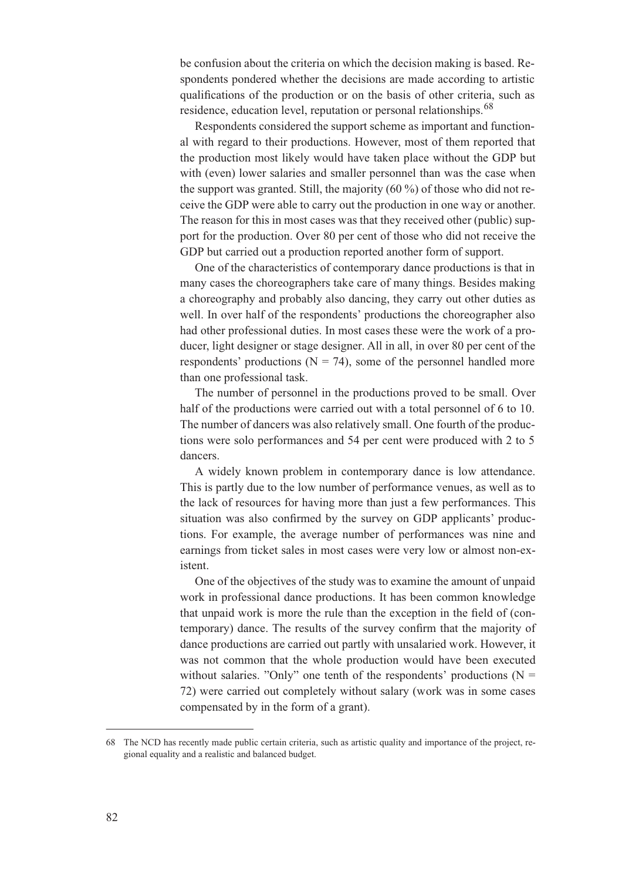be confusion about the criteria on which the decision making is based. Respondents pondered whether the decisions are made according to artistic qualifications of the production or on the basis of other criteria, such as residence, education level, reputation or personal relationships.[68]

Respondents considered the support scheme as important and functional with regard to their productions. However, most of them reported that the production most likely would have taken place without the GDP but with (even) lower salaries and smaller personnel than was the case when the support was granted. Still, the majority (60 %) of those who did not receive the GDP were able to carry out the production in one way or another. The reason for this in most cases was that they received other (public) support for the production. Over 80 per cent of those who did not receive the GDP but carried out a production reported another form of support.

One of the characteristics of contemporary dance productions is that in many cases the choreographers take care of many things. Besides making a choreography and probably also dancing, they carry out other duties as well. In over half of the respondents' productions the choreographer also had other professional duties. In most cases these were the work of a producer, light designer or stage designer. All in all, in over 80 per cent of the respondents' productions (N = 74), some of the personnel handled more than one professional task.

The number of personnel in the productions proved to be small. Over half of the productions were carried out with a total personnel of 6 to 10. The number of dancers was also relatively small. One fourth of the productions were solo performances and 54 per cent were produced with 2 to 5 dancers.

A widely known problem in contemporary dance is low attendance. This is partly due to the low number of performance venues, as well as to the lack of resources for having more than just a few performances. This situation was also confirmed by the survey on GDP applicants' productions. For example, the average number of performances was nine and earnings from ticket sales in most cases were very low or almost non-existent.

One of the objectives of the study was to examine the amount of unpaid work in professional dance productions. It has been common knowledge that unpaid work is more the rule than the exception in the field of (contemporary) dance. The results of the survey confirm that the majority of dance productions are carried out partly with unsalaried work. However, it was not common that the whole production would have been executed without salaries. "Only" one tenth of the respondents' productions (N = 72) were carried out completely without salary (work was in some cases compensated by in the form of a grant).

---

68 The NCD has recently made public certain criteria, such as artistic quality and importance of the project, regional equality and a realistic and balanced budget.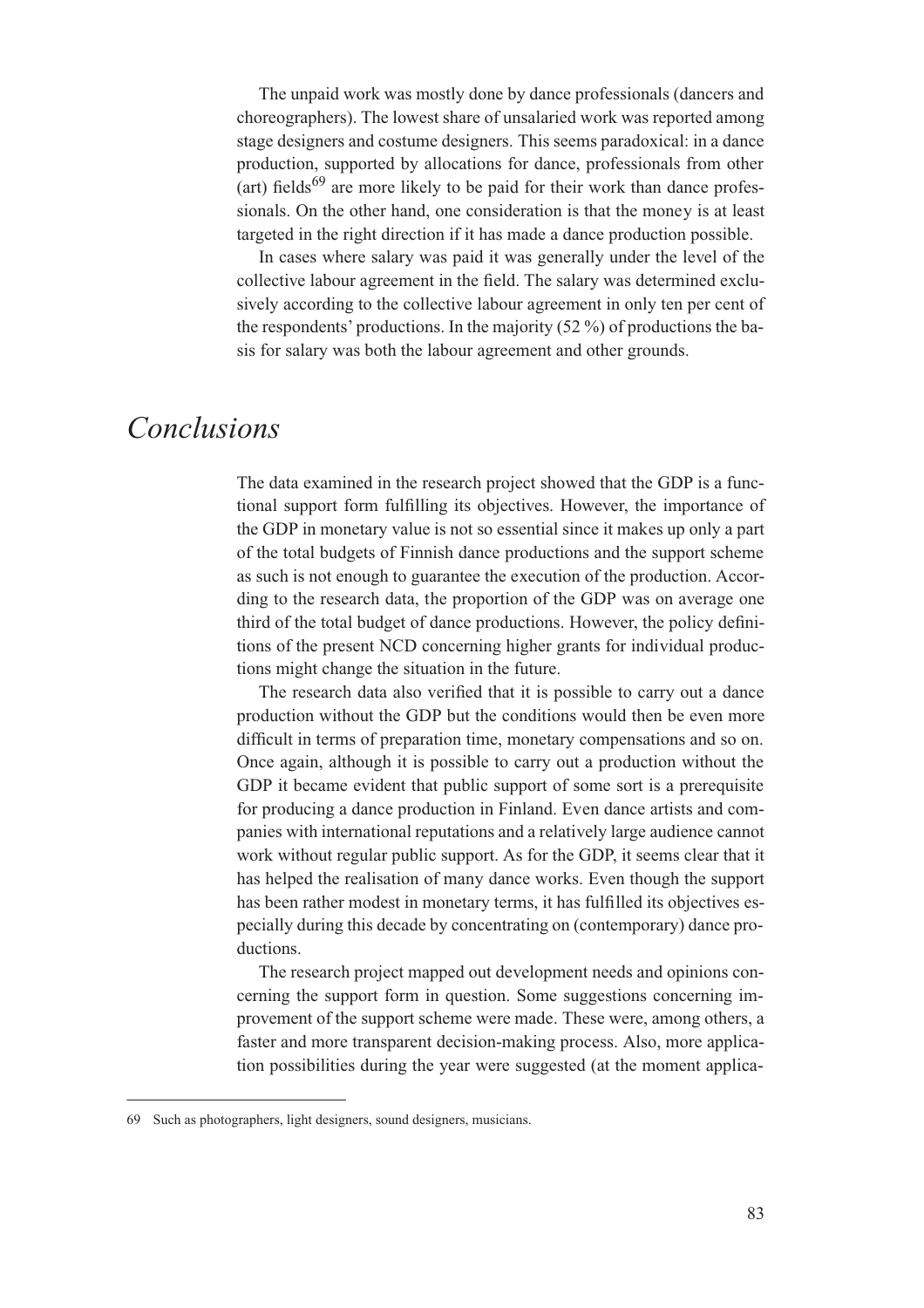The unpaid work was mostly done by dance professionals (dancers and choreographers). The lowest share of unsalaried work was reported among stage designers and costume designers. This seems paradoxical: in a dance production, supported by allocations for dance, professionals from other (art) fields[69] are more likely to be paid for their work than dance professionals. On the other hand, one consideration is that the money is at least targeted in the right direction if it has made a dance production possible.

In cases where salary was paid it was generally under the level of the collective labour agreement in the field. The salary was determined exclusively according to the collective labour agreement in only ten per cent of the respondents' productions. In the majority (52 %) of productions the basis for salary was both the labour agreement and other grounds.

## *Conclusions*

The data examined in the research project showed that the GDP is a functional support form fulfilling its objectives. However, the importance of the GDP in monetary value is not so essential since it makes up only a part of the total budgets of Finnish dance productions and the support scheme as such is not enough to guarantee the execution of the production. According to the research data, the proportion of the GDP was on average one third of the total budget of dance productions. However, the policy definitions of the present NCD concerning higher grants for individual productions might change the situation in the future.

The research data also verified that it is possible to carry out a dance production without the GDP but the conditions would then be even more difficult in terms of preparation time, monetary compensations and so on. Once again, although it is possible to carry out a production without the GDP it became evident that public support of some sort is a prerequisite for producing a dance production in Finland. Even dance artists and companies with international reputations and a relatively large audience cannot work without regular public support. As for the GDP, it seems clear that it has helped the realisation of many dance works. Even though the support has been rather modest in monetary terms, it has fulfilled its objectives especially during this decade by concentrating on (contemporary) dance productions.

The research project mapped out development needs and opinions concerning the support form in question. Some suggestions concerning improvement of the support scheme were made. These were, among others, a faster and more transparent decision-making process. Also, more application possibilities during the year were suggested (at the moment applica-

---

69 Such as photographers, light designers, sound designers, musicians.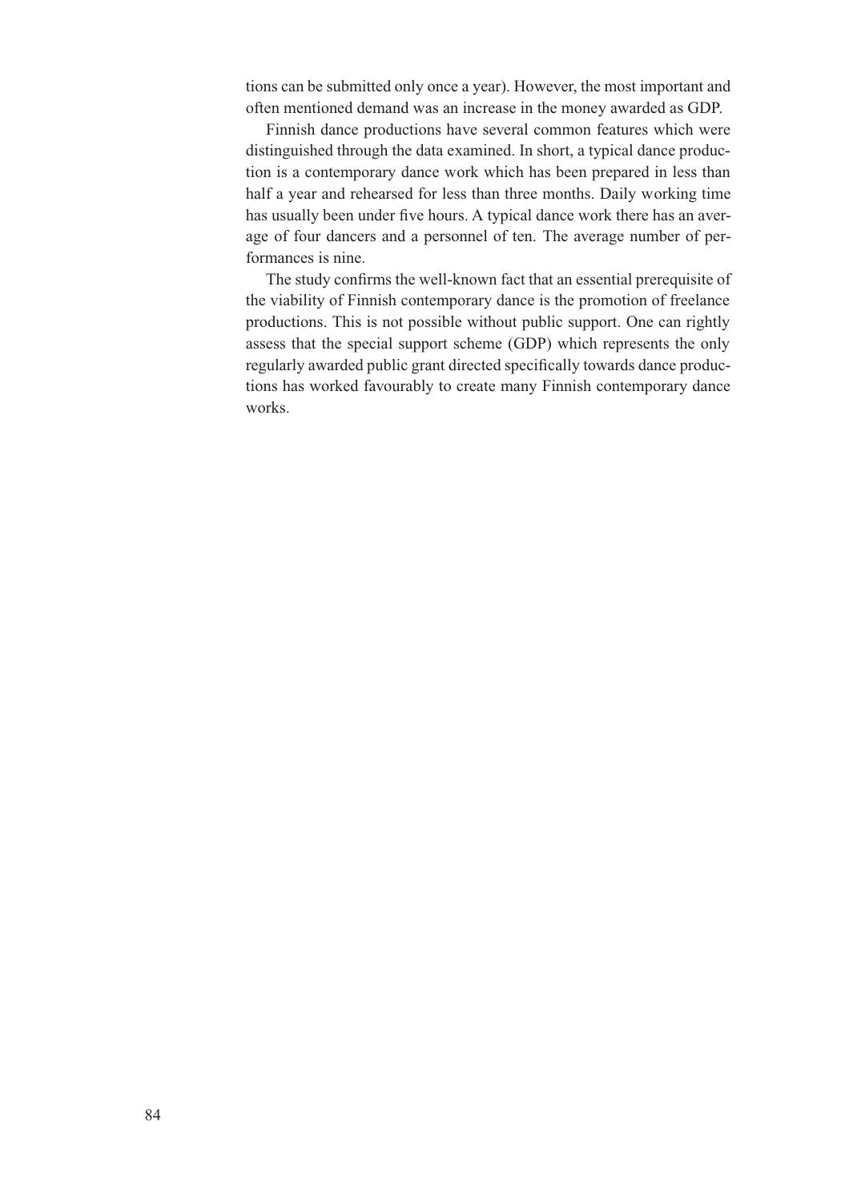tions can be submitted only once a year). However, the most important and often mentioned demand was an increase in the money awarded as GDP.

Finnish dance productions have several common features which were distinguished through the data examined. In short, a typical dance production is a contemporary dance work which has been prepared in less than half a year and rehearsed for less than three months. Daily working time has usually been under five hours. A typical dance work there has an average of four dancers and a personnel of ten. The average number of performances is nine.

The study confirms the well-known fact that an essential prerequisite of the viability of Finnish contemporary dance is the promotion of freelance productions. This is not possible without public support. One can rightly assess that the special support scheme (GDP) which represents the only regularly awarded public grant directed specifically towards dance productions has worked favourably to create many Finnish contemporary dance works.